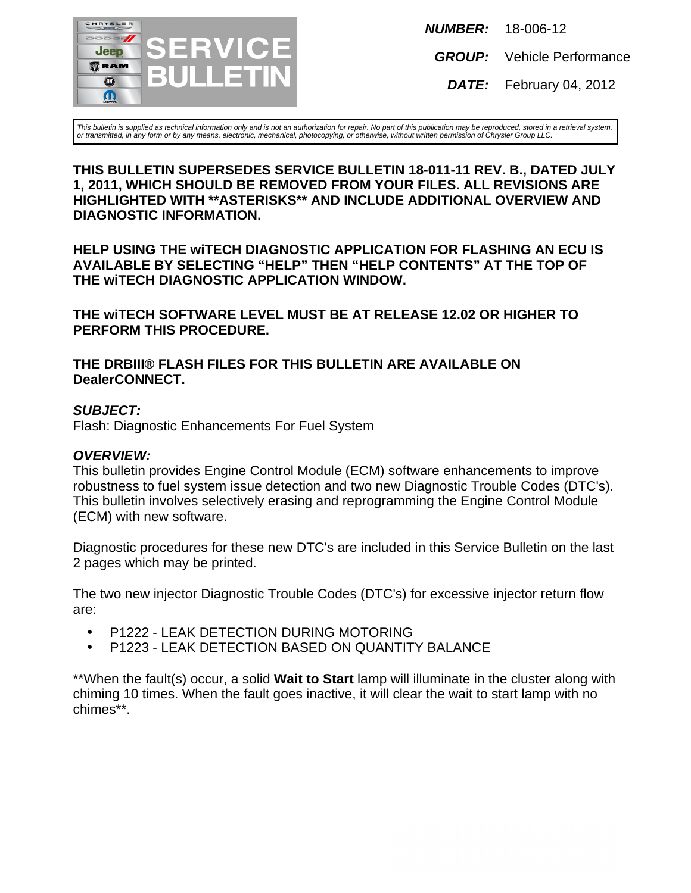# SERVICE BULLETIN

**NUMBER:** 18-006-12

**GROUP:** Vehicle Performance

**DATE:** February 04, 2012

*This bulletin is supplied as technical information only and is not an authorization for repair. No part of this publication may be reproduced, stored in a retrieval system, or transmitted, in any form or by any means, electronic, mechanical, photocopying, or otherwise, without written permission of Chrysler Group LLC.*

**THIS BULLETIN SUPERSEDES SERVICE BULLETIN 18-011-11 REV. B., DATED JULY 1, 2011, WHICH SHOULD BE REMOVED FROM YOUR FILES. ALL REVISIONS ARE HIGHLIGHTED WITH **ASTERISKS** AND INCLUDE ADDITIONAL OVERVIEW AND DIAGNOSTIC INFORMATION.**

**HELP USING THE wiTECH DIAGNOSTIC APPLICATION FOR FLASHING AN ECU IS AVAILABLE BY SELECTING "HELP" THEN "HELP CONTENTS" AT THE TOP OF THE wiTECH DIAGNOSTIC APPLICATION WINDOW.**

**THE wiTECH SOFTWARE LEVEL MUST BE AT RELEASE 12.02 OR HIGHER TO PERFORM THIS PROCEDURE.**

**THE DRBIII® FLASH FILES FOR THIS BULLETIN ARE AVAILABLE ON DealerCONNECT.**

***SUBJECT:***

Flash: Diagnostic Enhancements For Fuel System

***OVERVIEW:***

This bulletin provides Engine Control Module (ECM) software enhancements to improve robustness to fuel system issue detection and two new Diagnostic Trouble Codes (DTC's). This bulletin involves selectively erasing and reprogramming the Engine Control Module (ECM) with new software.

Diagnostic procedures for these new DTC's are included in this Service Bulletin on the last 2 pages which may be printed.

The two new injector Diagnostic Trouble Codes (DTC's) for excessive injector return flow are:

- P1222 - LEAK DETECTION DURING MOTORING
- P1223 - LEAK DETECTION BASED ON QUANTITY BALANCE

**When the fault(s) occur, a solid **Wait to Start** lamp will illuminate in the cluster along with chiming 10 times. When the fault goes inactive, it will clear the wait to start lamp with no chimes**.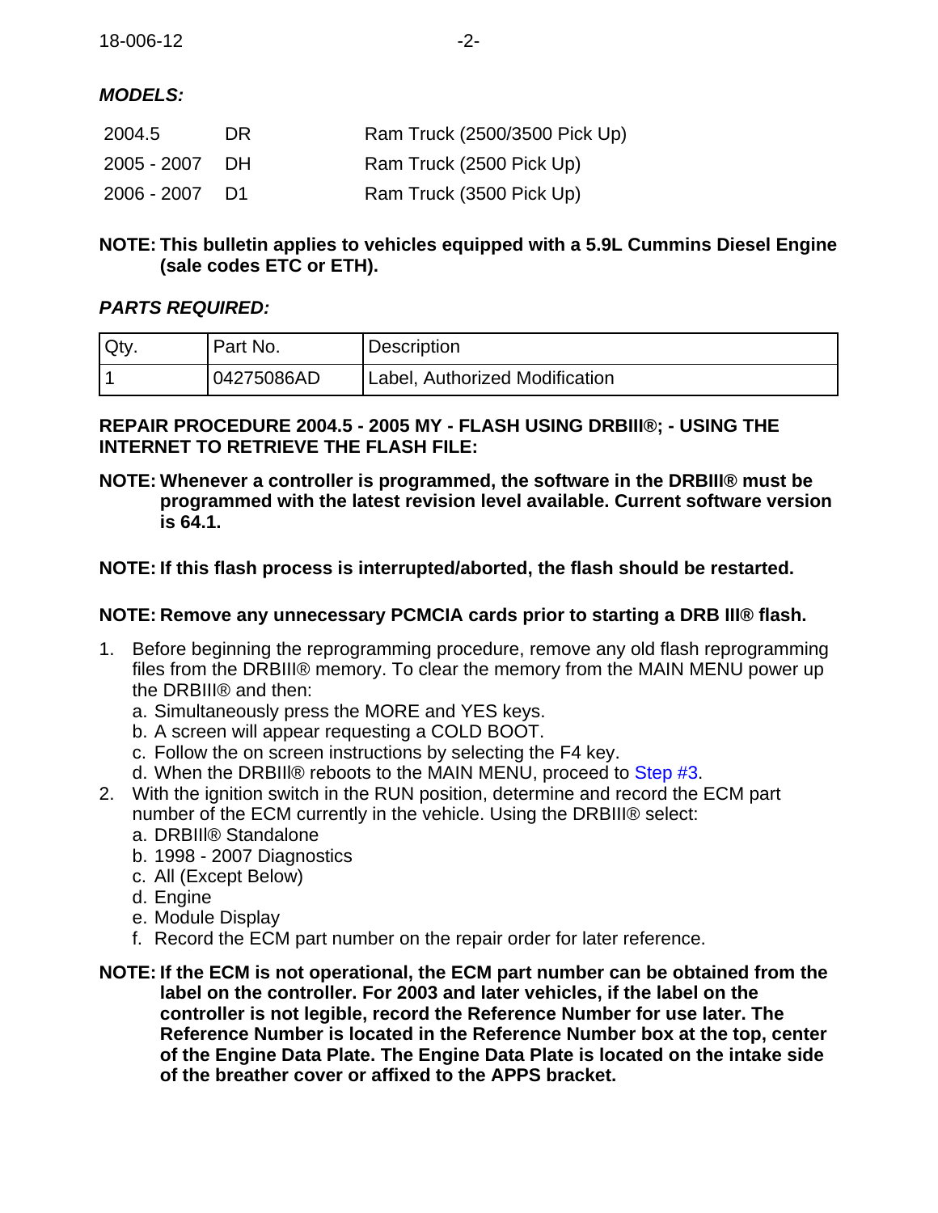***MODELS:***

| | | |
|---|---|---|
| 2004.5 | DR | Ram Truck (2500/3500 Pick Up) |
| 2005 - 2007 | DH | Ram Truck (2500 Pick Up) |
| 2006 - 2007 | D1 | Ram Truck (3500 Pick Up) |

**NOTE: This bulletin applies to vehicles equipped with a 5.9L Cummins Diesel Engine (sale codes ETC or ETH).**

***PARTS REQUIRED:***

| Qty. | Part No. | Description |
|---|---|---|
| 1 | 04275086AD | Label, Authorized Modification |

**REPAIR PROCEDURE 2004.5 - 2005 MY - FLASH USING DRBIII®; - USING THE INTERNET TO RETRIEVE THE FLASH FILE:**

**NOTE: Whenever a controller is programmed, the software in the DRBIII® must be programmed with the latest revision level available. Current software version is 64.1.**

**NOTE: If this flash process is interrupted/aborted, the flash should be restarted.**

**NOTE: Remove any unnecessary PCMCIA cards prior to starting a DRB III® flash.**

1. Before beginning the reprogramming procedure, remove any old flash reprogramming files from the DRBIII® memory. To clear the memory from the MAIN MENU power up the DRBIII® and then:
   a. Simultaneously press the MORE and YES keys.
   b. A screen will appear requesting a COLD BOOT.
   c. Follow the on screen instructions by selecting the F4 key.
   d. When the DRBIII® reboots to the MAIN MENU, proceed to Step #3.
2. With the ignition switch in the RUN position, determine and record the ECM part number of the ECM currently in the vehicle. Using the DRBIII® select:
   a. DRBIII® Standalone
   b. 1998 - 2007 Diagnostics
   c. All (Except Below)
   d. Engine
   e. Module Display
   f. Record the ECM part number on the repair order for later reference.

**NOTE: If the ECM is not operational, the ECM part number can be obtained from the label on the controller. For 2003 and later vehicles, if the label on the controller is not legible, record the Reference Number for use later. The Reference Number is located in the Reference Number box at the top, center of the Engine Data Plate. The Engine Data Plate is located on the intake side of the breather cover or affixed to the APPS bracket.**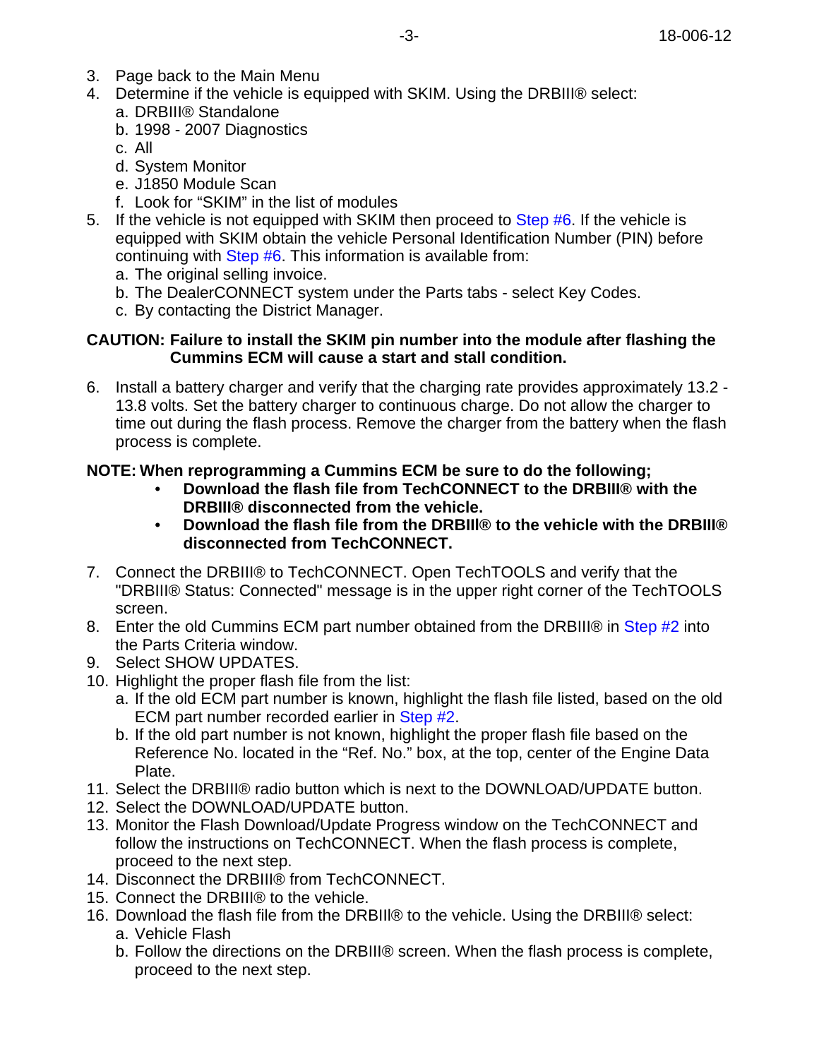3. Page back to the Main Menu
4. Determine if the vehicle is equipped with SKIM. Using the DRBIII® select:
   a. DRBIII® Standalone
   b. 1998 - 2007 Diagnostics
   c. All
   d. System Monitor
   e. J1850 Module Scan
   f. Look for “SKIM” in the list of modules
5. If the vehicle is not equipped with SKIM then proceed to Step #6. If the vehicle is equipped with SKIM obtain the vehicle Personal Identification Number (PIN) before continuing with Step #6. This information is available from:
   a. The original selling invoice.
   b. The DealerCONNECT system under the Parts tabs - select Key Codes.
   c. By contacting the District Manager.

**CAUTION: Failure to install the SKIM pin number into the module after flashing the Cummins ECM will cause a start and stall condition.**

6. Install a battery charger and verify that the charging rate provides approximately 13.2 - 13.8 volts. Set the battery charger to continuous charge. Do not allow the charger to time out during the flash process. Remove the charger from the battery when the flash process is complete.

**NOTE: When reprogramming a Cummins ECM be sure to do the following;**
- **Download the flash file from TechCONNECT to the DRBIII® with the DRBIII® disconnected from the vehicle.**
- **Download the flash file from the DRBIII® to the vehicle with the DRBIII® disconnected from TechCONNECT.**

7. Connect the DRBIII® to TechCONNECT. Open TechTOOLS and verify that the "DRBIII® Status: Connected" message is in the upper right corner of the TechTOOLS screen.
8. Enter the old Cummins ECM part number obtained from the DRBIII® in Step #2 into the Parts Criteria window.
9. Select SHOW UPDATES.
10. Highlight the proper flash file from the list:
    a. If the old ECM part number is known, highlight the flash file listed, based on the old ECM part number recorded earlier in Step #2.
    b. If the old part number is not known, highlight the proper flash file based on the Reference No. located in the “Ref. No.” box, at the top, center of the Engine Data Plate.
11. Select the DRBIII® radio button which is next to the DOWNLOAD/UPDATE button.
12. Select the DOWNLOAD/UPDATE button.
13. Monitor the Flash Download/Update Progress window on the TechCONNECT and follow the instructions on TechCONNECT. When the flash process is complete, proceed to the next step.
14. Disconnect the DRBIII® from TechCONNECT.
15. Connect the DRBIII® to the vehicle.
16. Download the flash file from the DRBIII® to the vehicle. Using the DRBIII® select:
    a. Vehicle Flash
    b. Follow the directions on the DRBIII® screen. When the flash process is complete, proceed to the next step.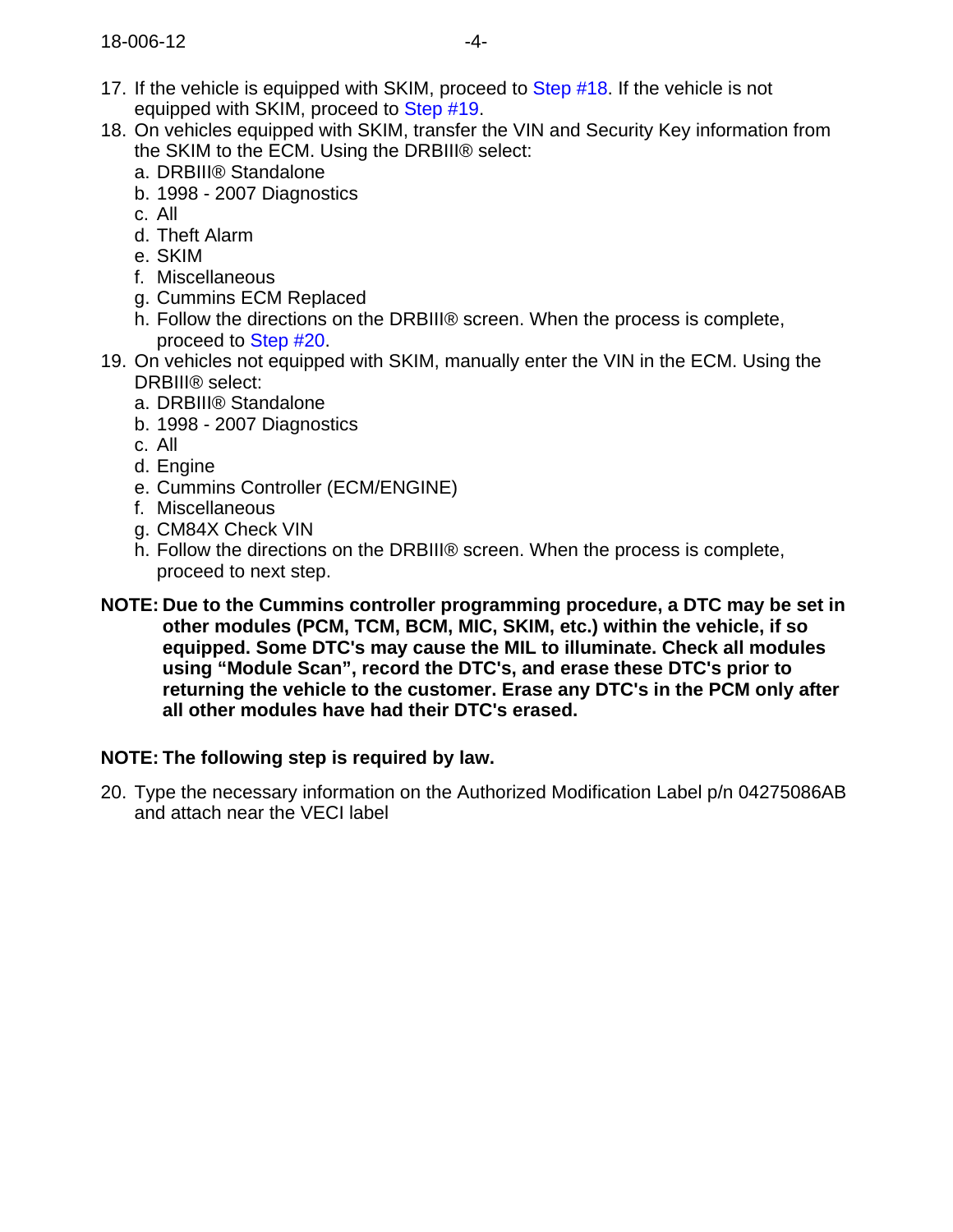17. If the vehicle is equipped with SKIM, proceed to Step #18. If the vehicle is not equipped with SKIM, proceed to Step #19.
18. On vehicles equipped with SKIM, transfer the VIN and Security Key information from the SKIM to the ECM. Using the DRBIII® select:
    a. DRBIII® Standalone
    b. 1998 - 2007 Diagnostics
    c. All
    d. Theft Alarm
    e. SKIM
    f. Miscellaneous
    g. Cummins ECM Replaced
    h. Follow the directions on the DRBIII® screen. When the process is complete, proceed to Step #20.
19. On vehicles not equipped with SKIM, manually enter the VIN in the ECM. Using the DRBIII® select:
    a. DRBIII® Standalone
    b. 1998 - 2007 Diagnostics
    c. All
    d. Engine
    e. Cummins Controller (ECM/ENGINE)
    f. Miscellaneous
    g. CM84X Check VIN
    h. Follow the directions on the DRBIII® screen. When the process is complete, proceed to next step.

**NOTE: Due to the Cummins controller programming procedure, a DTC may be set in other modules (PCM, TCM, BCM, MIC, SKIM, etc.) within the vehicle, if so equipped. Some DTC's may cause the MIL to illuminate. Check all modules using "Module Scan", record the DTC's, and erase these DTC's prior to returning the vehicle to the customer. Erase any DTC's in the PCM only after all other modules have had their DTC's erased.**

**NOTE: The following step is required by law.**

20. Type the necessary information on the Authorized Modification Label p/n 04275086AB and attach near the VECI label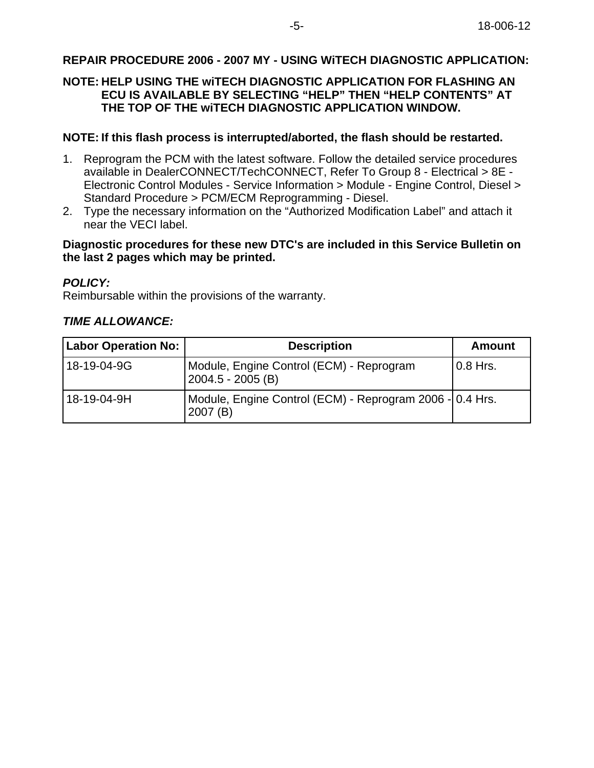**REPAIR PROCEDURE 2006 - 2007 MY - USING WiTECH DIAGNOSTIC APPLICATION:**

**NOTE: HELP USING THE wiTECH DIAGNOSTIC APPLICATION FOR FLASHING AN ECU IS AVAILABLE BY SELECTING “HELP” THEN “HELP CONTENTS” AT THE TOP OF THE wiTECH DIAGNOSTIC APPLICATION WINDOW.**

**NOTE: If this flash process is interrupted/aborted, the flash should be restarted.**

1. Reprogram the PCM with the latest software. Follow the detailed service procedures available in DealerCONNECT/TechCONNECT, Refer To Group 8 - Electrical > 8E - Electronic Control Modules - Service Information > Module - Engine Control, Diesel > Standard Procedure > PCM/ECM Reprogramming - Diesel.
2. Type the necessary information on the “Authorized Modification Label” and attach it near the VECI label.

**Diagnostic procedures for these new DTC's are included in this Service Bulletin on the last 2 pages which may be printed.**

***POLICY:***
Reimbursable within the provisions of the warranty.

***TIME ALLOWANCE:***

| Labor Operation No: | Description | Amount |
|---|---|---|
| 18-19-04-9G | Module, Engine Control (ECM) - Reprogram 2004.5 - 2005 (B) | 0.8 Hrs. |
| 18-19-04-9H | Module, Engine Control (ECM) - Reprogram 2006 - 2007 (B) | 0.4 Hrs. |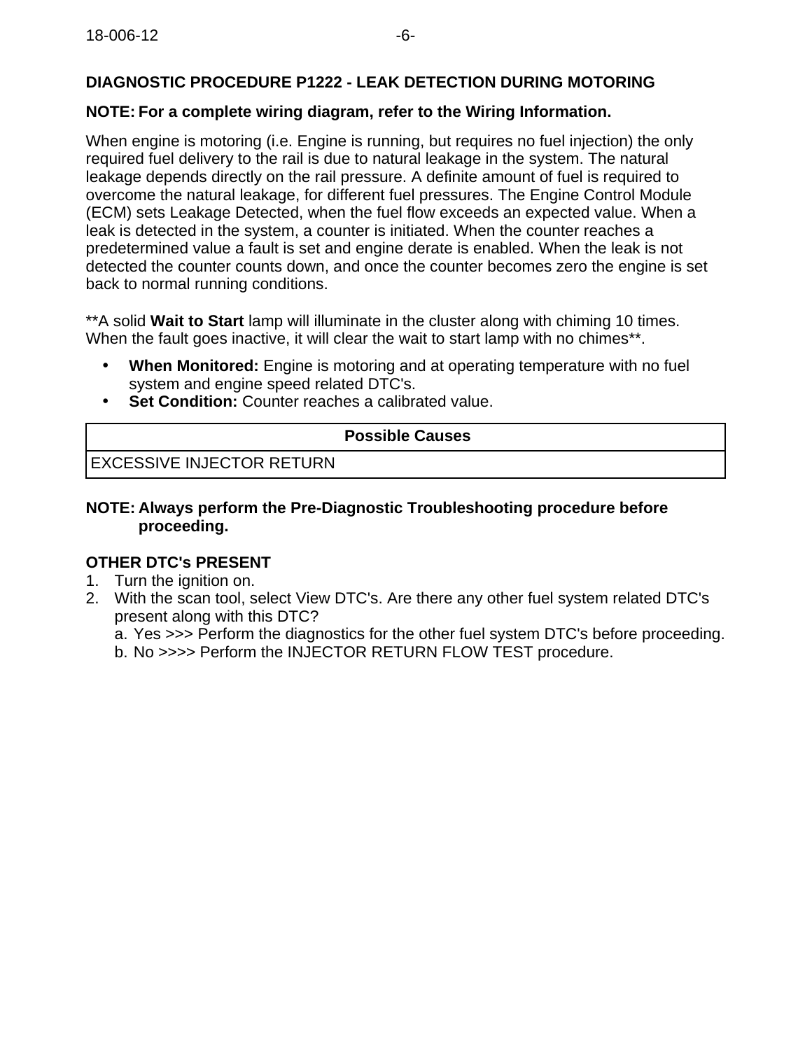## DIAGNOSTIC PROCEDURE P1222 - LEAK DETECTION DURING MOTORING

**NOTE: For a complete wiring diagram, refer to the Wiring Information.**

When engine is motoring (i.e. Engine is running, but requires no fuel injection) the only required fuel delivery to the rail is due to natural leakage in the system. The natural leakage depends directly on the rail pressure. A definite amount of fuel is required to overcome the natural leakage, for different fuel pressures. The Engine Control Module (ECM) sets Leakage Detected, when the fuel flow exceeds an expected value. When a leak is detected in the system, a counter is initiated. When the counter reaches a predetermined value a fault is set and engine derate is enabled. When the leak is not detected the counter counts down, and once the counter becomes zero the engine is set back to normal running conditions.

**A solid **Wait to Start** lamp will illuminate in the cluster along with chiming 10 times. When the fault goes inactive, it will clear the wait to start lamp with no chimes**.

- **When Monitored:** Engine is motoring and at operating temperature with no fuel system and engine speed related DTC's.
- **Set Condition:** Counter reaches a calibrated value.

| Possible Causes |
|---|
| EXCESSIVE INJECTOR RETURN |

**NOTE: Always perform the Pre-Diagnostic Troubleshooting procedure before proceeding.**

**OTHER DTC's PRESENT**

1. Turn the ignition on.
2. With the scan tool, select View DTC's. Are there any other fuel system related DTC's present along with this DTC?
   a. Yes >>> Perform the diagnostics for the other fuel system DTC's before proceeding.
   b. No >>>> Perform the INJECTOR RETURN FLOW TEST procedure.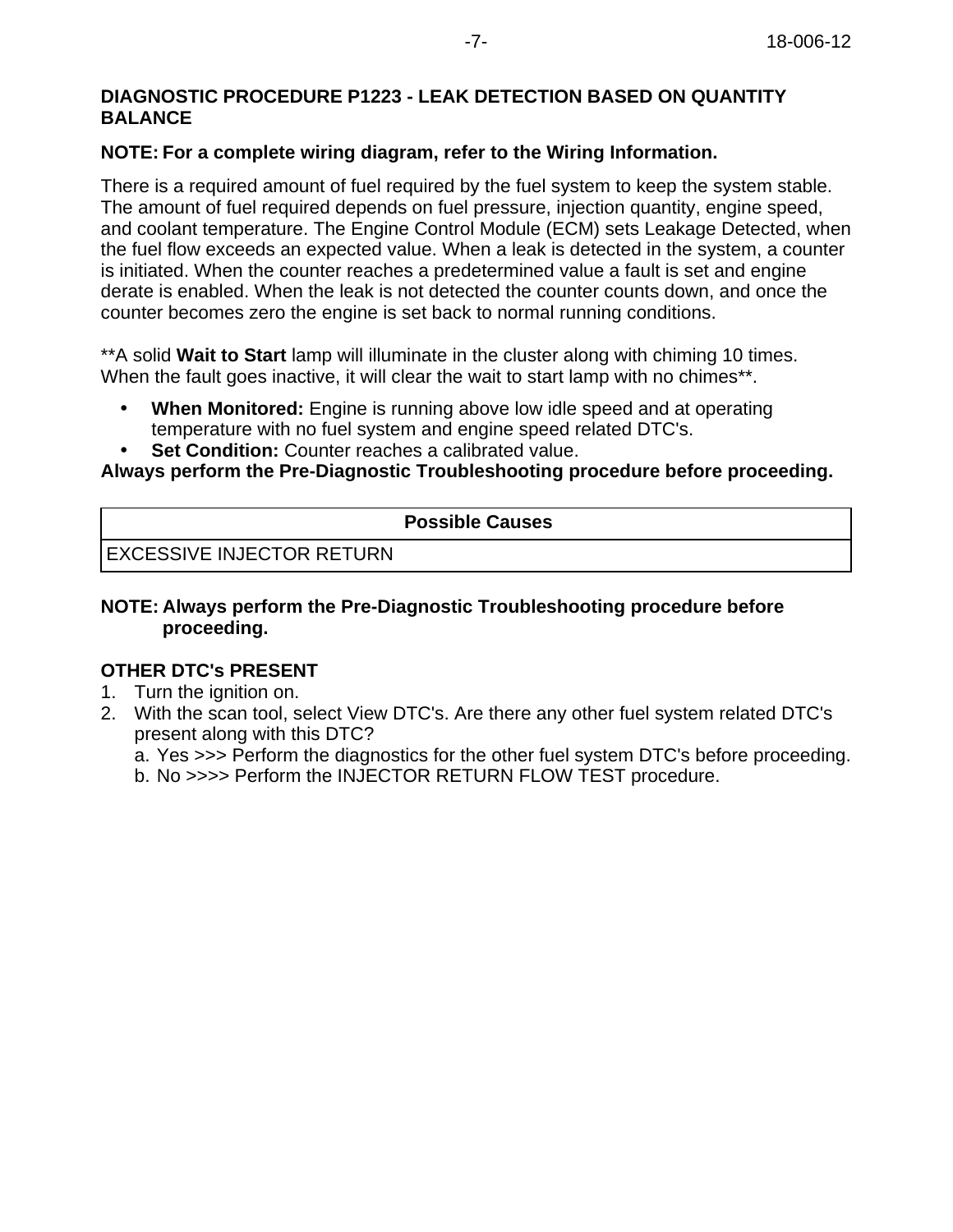## DIAGNOSTIC PROCEDURE P1223 - LEAK DETECTION BASED ON QUANTITY BALANCE

**NOTE: For a complete wiring diagram, refer to the Wiring Information.**

There is a required amount of fuel required by the fuel system to keep the system stable. The amount of fuel required depends on fuel pressure, injection quantity, engine speed, and coolant temperature. The Engine Control Module (ECM) sets Leakage Detected, when the fuel flow exceeds an expected value. When a leak is detected in the system, a counter is initiated. When the counter reaches a predetermined value a fault is set and engine derate is enabled. When the leak is not detected the counter counts down, and once the counter becomes zero the engine is set back to normal running conditions.

**A solid **Wait to Start** lamp will illuminate in the cluster along with chiming 10 times. When the fault goes inactive, it will clear the wait to start lamp with no chimes**.

- **When Monitored:** Engine is running above low idle speed and at operating temperature with no fuel system and engine speed related DTC's.
- **Set Condition:** Counter reaches a calibrated value.

**Always perform the Pre-Diagnostic Troubleshooting procedure before proceeding.**

| Possible Causes |
| --- |
| EXCESSIVE INJECTOR RETURN |

**NOTE: Always perform the Pre-Diagnostic Troubleshooting procedure before proceeding.**

**OTHER DTC's PRESENT**

1. Turn the ignition on.
2. With the scan tool, select View DTC's. Are there any other fuel system related DTC's present along with this DTC?
   a. Yes >>> Perform the diagnostics for the other fuel system DTC's before proceeding.
   b. No >>>> Perform the INJECTOR RETURN FLOW TEST procedure.